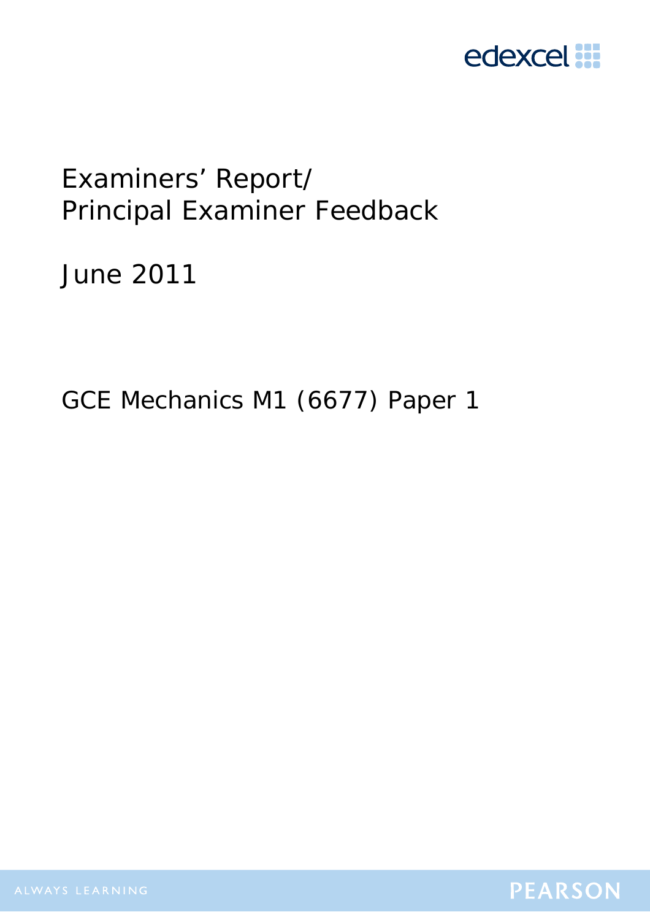# Examiners' Report/
# Principal Examiner Feedback

June 2011

GCE Mechanics M1 (6677) Paper 1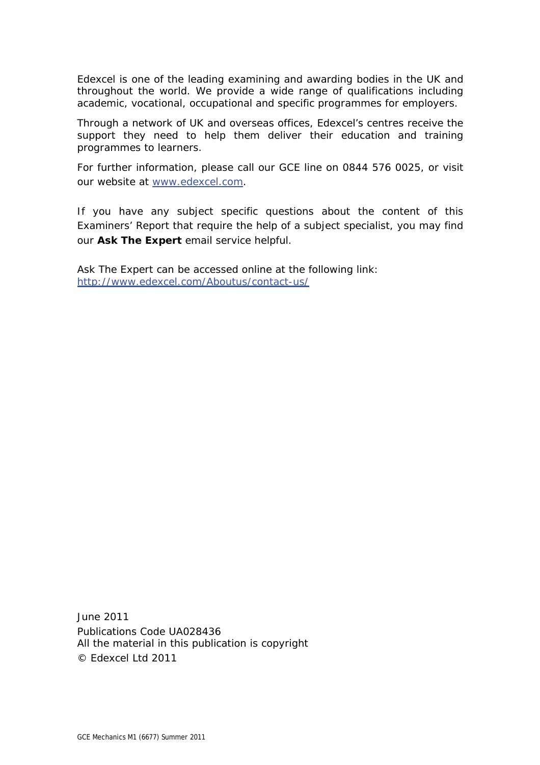Edexcel is one of the leading examining and awarding bodies in the UK and throughout the world. We provide a wide range of qualifications including academic, vocational, occupational and specific programmes for employers.

Through a network of UK and overseas offices, Edexcel's centres receive the support they need to help them deliver their education and training programmes to learners.

For further information, please call our GCE line on 0844 576 0025, or visit our website at [www.edexcel.com](http://www.edexcel.com).

If you have any subject specific questions about the content of this Examiners' Report that require the help of a subject specialist, you may find our **Ask The Expert** email service helpful.

Ask The Expert can be accessed online at the following link:
[http://www.edexcel.com/Aboutus/contact-us/](http://www.edexcel.com/Aboutus/contact-us/)

June 2011
Publications Code UA028436
All the material in this publication is copyright
© Edexcel Ltd 2011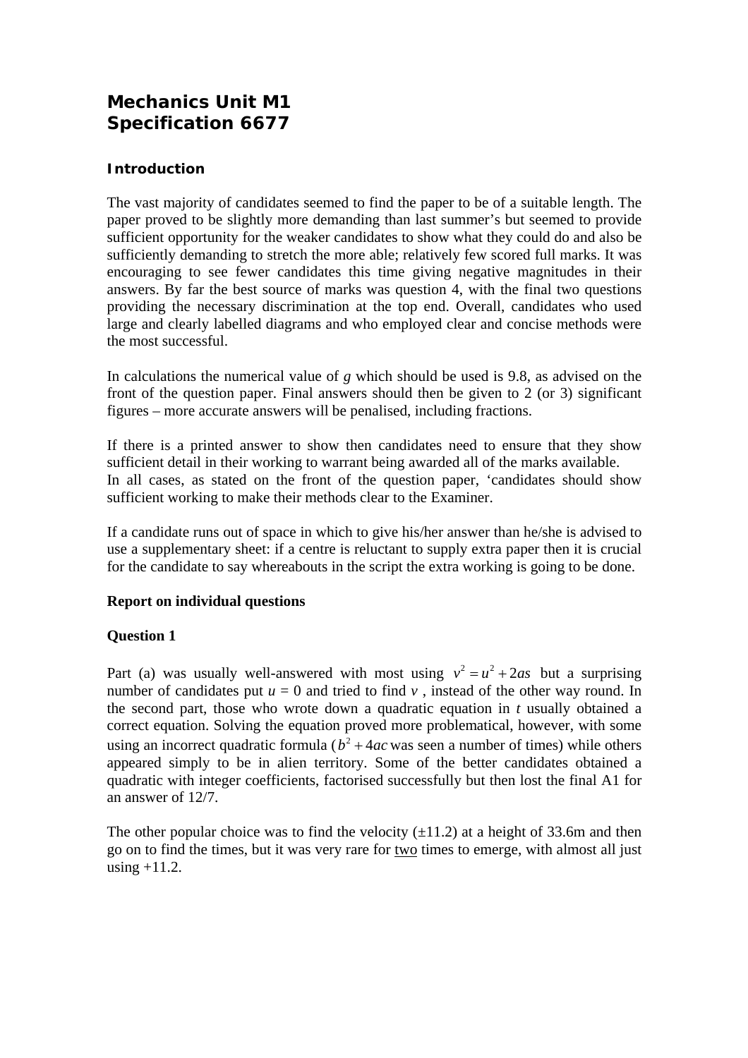# Mechanics Unit M1
# Specification 6677

### Introduction

The vast majority of candidates seemed to find the paper to be of a suitable length. The paper proved to be slightly more demanding than last summer's but seemed to provide sufficient opportunity for the weaker candidates to show what they could do and also be sufficiently demanding to stretch the more able; relatively few scored full marks. It was encouraging to see fewer candidates this time giving negative magnitudes in their answers. By far the best source of marks was question 4, with the final two questions providing the necessary discrimination at the top end. Overall, candidates who used large and clearly labelled diagrams and who employed clear and concise methods were the most successful.

In calculations the numerical value of $g$ which should be used is 9.8, as advised on the front of the question paper. Final answers should then be given to 2 (or 3) significant figures – more accurate answers will be penalised, including fractions.

If there is a printed answer to show then candidates need to ensure that they show sufficient detail in their working to warrant being awarded all of the marks available.
In all cases, as stated on the front of the question paper, 'candidates should show sufficient working to make their methods clear to the Examiner.

If a candidate runs out of space in which to give his/her answer than he/she is advised to use a supplementary sheet: if a centre is reluctant to supply extra paper then it is crucial for the candidate to say whereabouts in the script the extra working is going to be done.

**Report on individual questions**

**Question 1**

Part (a) was usually well-answered with most using $v^2 = u^2 + 2as$ but a surprising number of candidates put $u = 0$ and tried to find $v$ , instead of the other way round. In the second part, those who wrote down a quadratic equation in $t$ usually obtained a correct equation. Solving the equation proved more problematical, however, with some using an incorrect quadratic formula ($b^2 + 4ac$ was seen a number of times) while others appeared simply to be in alien territory. Some of the better candidates obtained a quadratic with integer coefficients, factorised successfully but then lost the final A1 for an answer of 12/7.

The other popular choice was to find the velocity (±11.2) at a height of 33.6m and then go on to find the times, but it was very rare for two times to emerge, with almost all just using +11.2.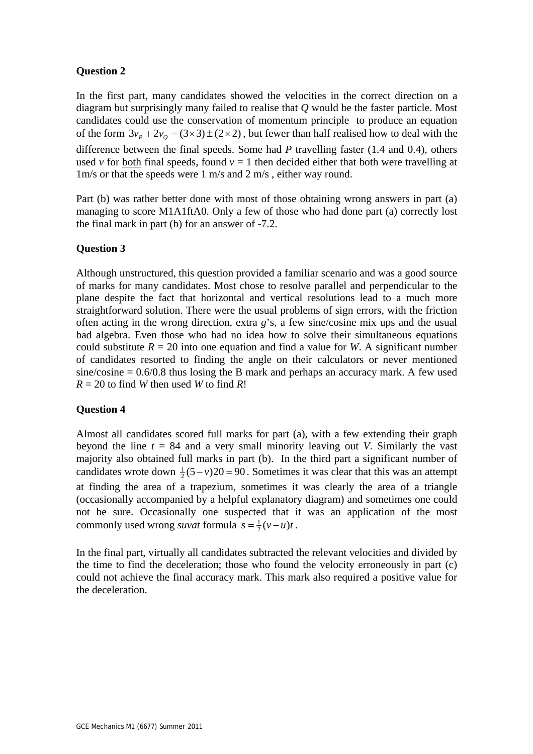**Question 2**

In the first part, many candidates showed the velocities in the correct direction on a diagram but surprisingly many failed to realise that *Q* would be the faster particle. Most candidates could use the conservation of momentum principle to produce an equation of the form $3v_P + 2v_Q = (3 \times 3) \pm (2 \times 2)$, but fewer than half realised how to deal with the difference between the final speeds. Some had *P* travelling faster (1.4 and 0.4), others used *v* for both final speeds, found $v = 1$ then decided either that both were travelling at 1m/s or that the speeds were 1 m/s and 2 m/s , either way round.

Part (b) was rather better done with most of those obtaining wrong answers in part (a) managing to score M1A1ftA0. Only a few of those who had done part (a) correctly lost the final mark in part (b) for an answer of -7.2.

**Question 3**

Although unstructured, this question provided a familiar scenario and was a good source of marks for many candidates. Most chose to resolve parallel and perpendicular to the plane despite the fact that horizontal and vertical resolutions lead to a much more straightforward solution. There were the usual problems of sign errors, with the friction often acting in the wrong direction, extra *g*'s, a few sine/cosine mix ups and the usual bad algebra. Even those who had no idea how to solve their simultaneous equations could substitute $R = 20$ into one equation and find a value for *W*. A significant number of candidates resorted to finding the angle on their calculators or never mentioned sine/cosine = 0.6/0.8 thus losing the B mark and perhaps an accuracy mark. A few used $R = 20$ to find *W* then used *W* to find *R*!

**Question 4**

Almost all candidates scored full marks for part (a), with a few extending their graph beyond the line $t = 84$ and a very small minority leaving out *V*. Similarly the vast majority also obtained full marks in part (b). In the third part a significant number of candidates wrote down $\frac{1}{2}(5 - v)20 = 90$. Sometimes it was clear that this was an attempt at finding the area of a trapezium, sometimes it was clearly the area of a triangle (occasionally accompanied by a helpful explanatory diagram) and sometimes one could not be sure. Occasionally one suspected that it was an application of the most commonly used wrong *suvat* formula $s = \frac{1}{2}(v - u)t$.

In the final part, virtually all candidates subtracted the relevant velocities and divided by the time to find the deceleration; those who found the velocity erroneously in part (c) could not achieve the final accuracy mark. This mark also required a positive value for the deceleration.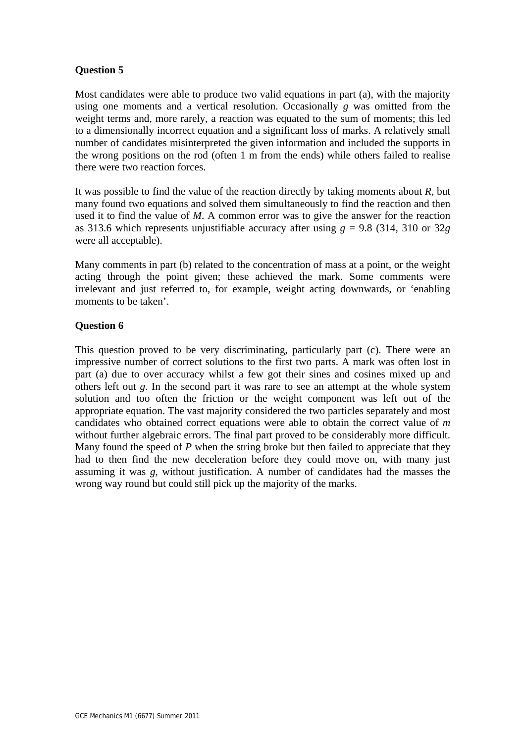### Question 5

Most candidates were able to produce two valid equations in part (a), with the majority using one moments and a vertical resolution. Occasionally $g$ was omitted from the weight terms and, more rarely, a reaction was equated to the sum of moments; this led to a dimensionally incorrect equation and a significant loss of marks. A relatively small number of candidates misinterpreted the given information and included the supports in the wrong positions on the rod (often 1 m from the ends) while others failed to realise there were two reaction forces.

It was possible to find the value of the reaction directly by taking moments about $R$, but many found two equations and solved them simultaneously to find the reaction and then used it to find the value of $M$. A common error was to give the answer for the reaction as 313.6 which represents unjustifiable accuracy after using $g = 9.8$ (314, 310 or $32g$ were all acceptable).

Many comments in part (b) related to the concentration of mass at a point, or the weight acting through the point given; these achieved the mark. Some comments were irrelevant and just referred to, for example, weight acting downwards, or 'enabling moments to be taken'.

### Question 6

This question proved to be very discriminating, particularly part (c). There were an impressive number of correct solutions to the first two parts. A mark was often lost in part (a) due to over accuracy whilst a few got their sines and cosines mixed up and others left out $g$. In the second part it was rare to see an attempt at the whole system solution and too often the friction or the weight component was left out of the appropriate equation. The vast majority considered the two particles separately and most candidates who obtained correct equations were able to obtain the correct value of $m$ without further algebraic errors. The final part proved to be considerably more difficult. Many found the speed of $P$ when the string broke but then failed to appreciate that they had to then find the new deceleration before they could move on, with many just assuming it was $g$, without justification. A number of candidates had the masses the wrong way round but could still pick up the majority of the marks.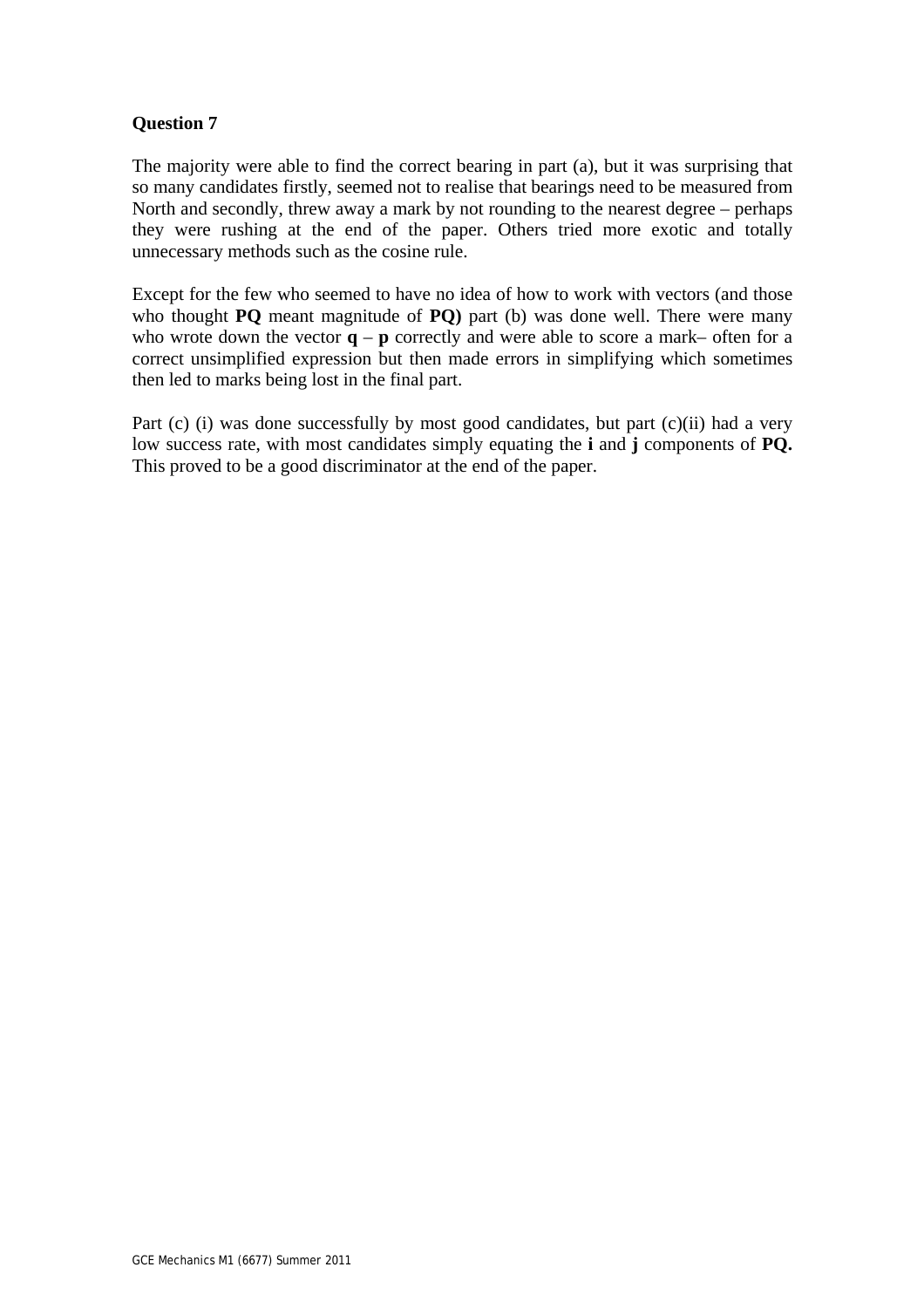**Question 7**

The majority were able to find the correct bearing in part (a), but it was surprising that so many candidates firstly, seemed not to realise that bearings need to be measured from North and secondly, threw away a mark by not rounding to the nearest degree – perhaps they were rushing at the end of the paper. Others tried more exotic and totally unnecessary methods such as the cosine rule.

Except for the few who seemed to have no idea of how to work with vectors (and those who thought **PQ** meant magnitude of **PQ)** part (b) was done well. There were many who wrote down the vector **q** – **p** correctly and were able to score a mark– often for a correct unsimplified expression but then made errors in simplifying which sometimes then led to marks being lost in the final part.

Part (c) (i) was done successfully by most good candidates, but part (c)(ii) had a very low success rate, with most candidates simply equating the **i** and **j** components of **PQ.** This proved to be a good discriminator at the end of the paper.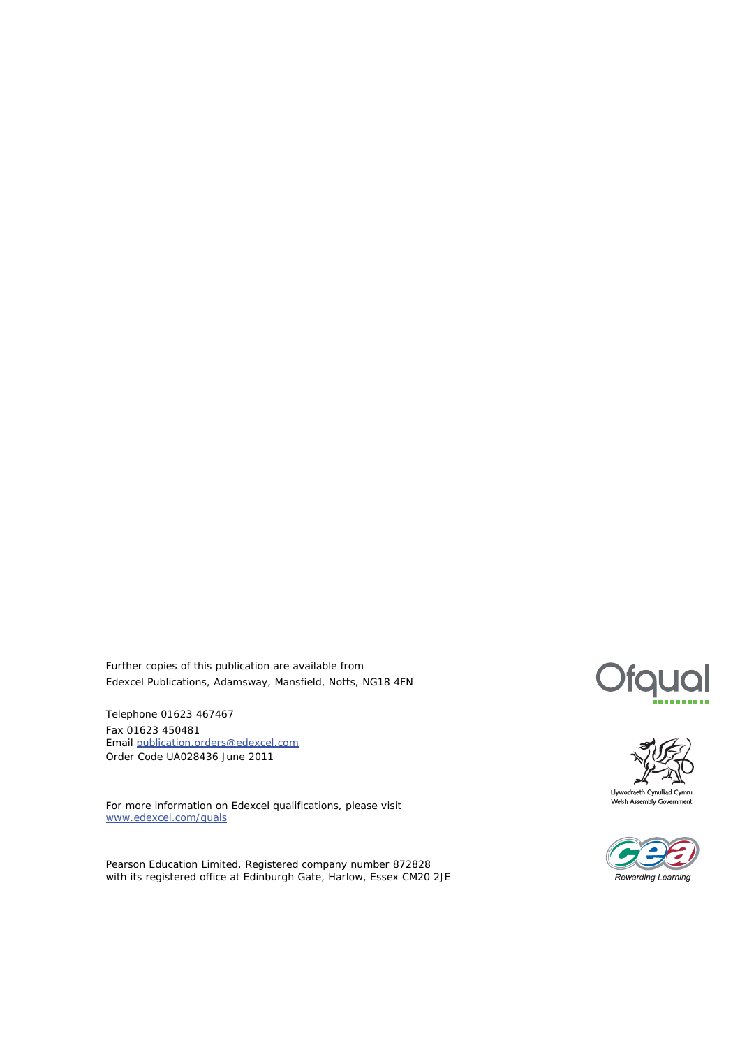Further copies of this publication are available from
Edexcel Publications, Adamsway, Mansfield, Notts, NG18 4FN

Telephone 01623 467467
Fax 01623 450481
Email publication.orders@edexcel.com
Order Code UA028436 June 2011

For more information on Edexcel qualifications, please visit
www.edexcel.com/quals

Pearson Education Limited. Registered company number 872828
with its registered office at Edinburgh Gate, Harlow, Essex CM20 2JE

Ofqual

Llywodraeth Cynulliad Cymru
Welsh Assembly Government

Rewarding Learning